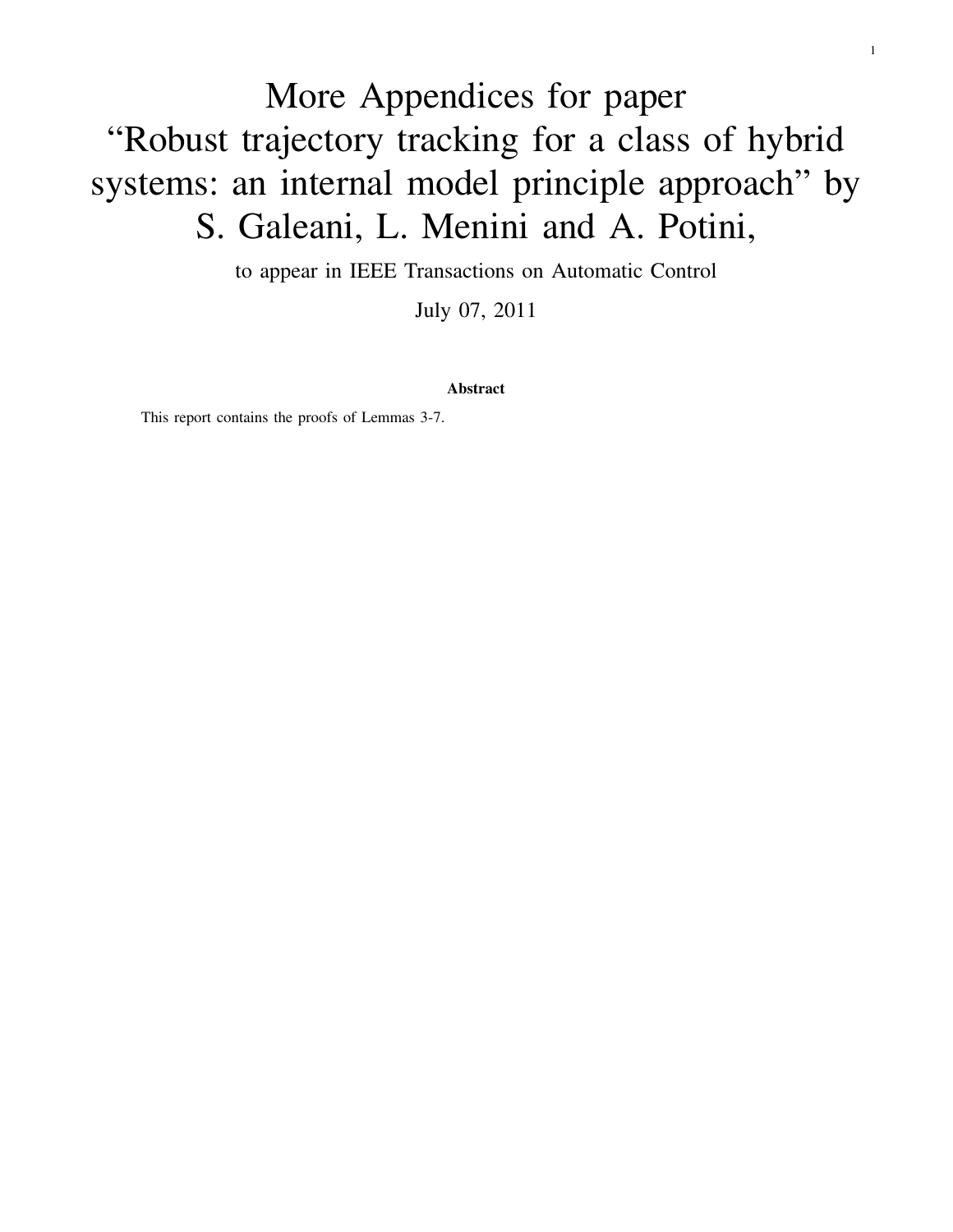# More Appendices for paper "Robust trajectory tracking for a class of hybrid systems: an internal model principle approach" by S. Galeani, L. Menini and A. Potini,

to appear in IEEE Transactions on Automatic Control

July 07, 2011

**Abstract**

This report contains the proofs of Lemmas 3-7.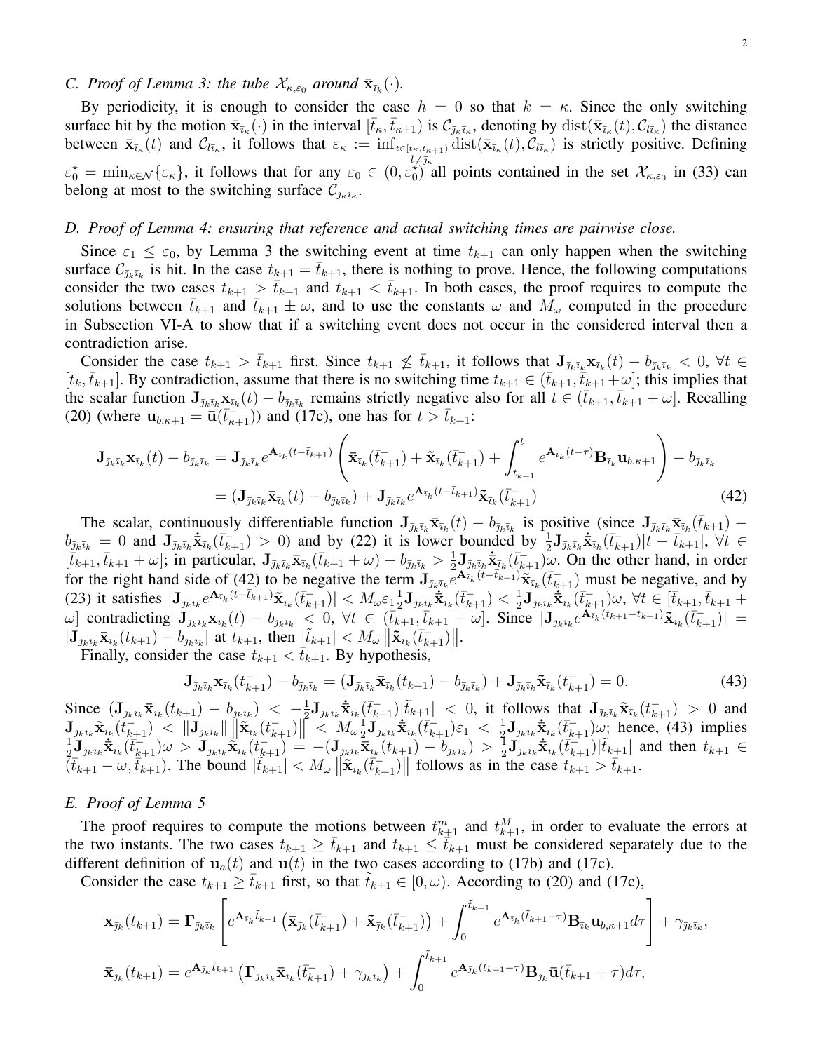### C. Proof of Lemma 3: the tube $\mathcal{X}_{\kappa,\varepsilon_0}$ around $\bar{\mathbf{x}}_{\bar{\imath}_k}(\cdot)$.

By periodicity, it is enough to consider the case $h = 0$ so that $k = \kappa$. Since the only switching surface hit by the motion $\bar{\mathbf{x}}_{\bar{\imath}_\kappa}(\cdot)$ in the interval $[\bar{t}_\kappa, \bar{t}_{\kappa+1})$ is $\mathcal{C}_{\bar{\jmath}_\kappa \bar{\imath}_\kappa}$, denoting by $\operatorname{dist}(\bar{\mathbf{x}}_{\bar{\imath}_\kappa}(t), \mathcal{C}_{l\bar{\imath}_\kappa})$ the distance between $\bar{\mathbf{x}}_{\bar{\imath}_\kappa}(t)$ and $\mathcal{C}_{l\bar{\imath}_\kappa}$, it follows that $\varepsilon_\kappa := \inf_{\substack{t\in[\bar{t}_\kappa,\bar{t}_{\kappa+1})\\ l\neq \bar{\jmath}_\kappa}} \operatorname{dist}(\bar{\mathbf{x}}_{\bar{\imath}_\kappa}(t), \mathcal{C}_{l\bar{\imath}_\kappa})$ is strictly positive. Defining $\varepsilon_0^\star = \min_{\kappa\in\mathcal{N}}\{\varepsilon_\kappa\}$, it follows that for any $\varepsilon_0 \in (0, \varepsilon_0^\star)$ all points contained in the set $\mathcal{X}_{\kappa,\varepsilon_0}$ in (33) can belong at most to the switching surface $\mathcal{C}_{\bar{\jmath}_\kappa \bar{\imath}_\kappa}$.

### D. Proof of Lemma 4: ensuring that reference and actual switching times are pairwise close.

Since $\varepsilon_1 \leq \varepsilon_0$, by Lemma 3 the switching event at time $t_{k+1}$ can only happen when the switching surface $\mathcal{C}_{\bar{\jmath}_k \bar{\imath}_k}$ is hit. In the case $t_{k+1} = \bar{t}_{k+1}$, there is nothing to prove. Hence, the following computations consider the two cases $t_{k+1} > \bar{t}_{k+1}$ and $t_{k+1} < \bar{t}_{k+1}$. In both cases, the proof requires to compute the solutions between $\bar{t}_{k+1}$ and $\bar{t}_{k+1} \pm \omega$, and to use the constants $\omega$ and $M_\omega$ computed in the procedure in Subsection VI-A to show that if a switching event does not occur in the considered interval then a contradiction arise.

Consider the case $t_{k+1} > \bar{t}_{k+1}$ first. Since $t_{k+1} \not\leq \bar{t}_{k+1}$, it follows that $\mathbf{J}_{\bar{\jmath}_k \bar{\imath}_k}\mathbf{x}_{\bar{\imath}_k}(t) - b_{\bar{\jmath}_k \bar{\imath}_k} < 0$, $\forall t \in [t_k, \bar{t}_{k+1}]$. By contradiction, assume that there is no switching time $t_{k+1} \in (\bar{t}_{k+1}, \bar{t}_{k+1} + \omega]$; this implies that the scalar function $\mathbf{J}_{\bar{\jmath}_k \bar{\imath}_k}\mathbf{x}_{\bar{\imath}_k}(t) - b_{\bar{\jmath}_k \bar{\imath}_k}$ remains strictly negative also for all $t \in (\bar{t}_{k+1}, \bar{t}_{k+1} + \omega]$. Recalling (20) (where $\mathbf{u}_{b,\kappa+1} = \bar{\mathbf{u}}(\bar{t}_{\kappa+1}^-)$) and (17c), one has for $t > \bar{t}_{k+1}$:

$$
\begin{aligned}
\mathbf{J}_{\bar{\jmath}_k \bar{\imath}_k}\mathbf{x}_{\bar{\imath}_k}(t) - b_{\bar{\jmath}_k \bar{\imath}_k} &= \mathbf{J}_{\bar{\jmath}_k \bar{\imath}_k} e^{\mathbf{A}_{\bar{\imath}_k}(t-\bar{t}_{k+1})}\left(\bar{\mathbf{x}}_{\bar{\imath}_k}(\bar{t}_{k+1}^-) + \tilde{\mathbf{x}}_{\bar{\imath}_k}(\bar{t}_{k+1}^-) + \int_{\bar{t}_{k+1}}^{t} e^{\mathbf{A}_{\bar{\imath}_k}(t-\tau)}\mathbf{B}_{\bar{\imath}_k}\mathbf{u}_{b,\kappa+1}\right) - b_{\bar{\jmath}_k \bar{\imath}_k} \\
&= (\mathbf{J}_{\bar{\jmath}_k \bar{\imath}_k}\bar{\mathbf{x}}_{\bar{\imath}_k}(t) - b_{\bar{\jmath}_k \bar{\imath}_k}) + \mathbf{J}_{\bar{\jmath}_k \bar{\imath}_k} e^{\mathbf{A}_{\bar{\imath}_k}(t-\bar{t}_{k+1})}\tilde{\mathbf{x}}_{\bar{\imath}_k}(\bar{t}_{k+1}^-)
\end{aligned} \tag{42}
$$

The scalar, continuously differentiable function $\mathbf{J}_{\bar{\jmath}_k \bar{\imath}_k}\bar{\mathbf{x}}_{\bar{\imath}_k}(t) - b_{\bar{\jmath}_k \bar{\imath}_k}$ is positive (since $\mathbf{J}_{\bar{\jmath}_k \bar{\imath}_k}\bar{\mathbf{x}}_{\bar{\imath}_k}(\bar{t}_{k+1}) - b_{\bar{\jmath}_k \bar{\imath}_k} = 0$ and $\mathbf{J}_{\bar{\jmath}_k \bar{\imath}_k}\dot{\bar{\mathbf{x}}}_{\bar{\imath}_k}(\bar{t}_{k+1}^-) > 0$) and by (22) it is lower bounded by $\frac{1}{2}\mathbf{J}_{\bar{\jmath}_k \bar{\imath}_k}\dot{\bar{\mathbf{x}}}_{\bar{\imath}_k}(\bar{t}_{k+1}^-)|t - \bar{t}_{k+1}|$, $\forall t \in [\bar{t}_{k+1}, \bar{t}_{k+1} + \omega]$; in particular, $\mathbf{J}_{\bar{\jmath}_k \bar{\imath}_k}\bar{\mathbf{x}}_{\bar{\imath}_k}(\bar{t}_{k+1} + \omega) - b_{\bar{\jmath}_k \bar{\imath}_k} > \frac{1}{2}\mathbf{J}_{\bar{\jmath}_k \bar{\imath}_k}\dot{\bar{\mathbf{x}}}_{\bar{\imath}_k}(\bar{t}_{k+1}^-)\omega$. On the other hand, in order for the right hand side of (42) to be negative the term $\mathbf{J}_{\bar{\jmath}_k \bar{\imath}_k} e^{\mathbf{A}_{\bar{\imath}_k}(t-\bar{t}_{k+1})}\tilde{\mathbf{x}}_{\bar{\imath}_k}(\bar{t}_{k+1}^-)$ must be negative, and by (23) it satisfies $|\mathbf{J}_{\bar{\jmath}_k \bar{\imath}_k} e^{\mathbf{A}_{\bar{\imath}_k}(t-\bar{t}_{k+1})}\tilde{\mathbf{x}}_{\bar{\imath}_k}(\bar{t}_{k+1}^-)| < M_\omega \varepsilon_1 \frac{1}{2}\mathbf{J}_{\bar{\jmath}_k \bar{\imath}_k}\dot{\bar{\mathbf{x}}}_{\bar{\imath}_k}(\bar{t}_{k+1}^-) < \frac{1}{2}\mathbf{J}_{\bar{\jmath}_k \bar{\imath}_k}\dot{\bar{\mathbf{x}}}_{\bar{\imath}_k}(\bar{t}_{k+1}^-)\omega$, $\forall t \in [\bar{t}_{k+1}, \bar{t}_{k+1} + \omega]$ contradicting $\mathbf{J}_{\bar{\jmath}_k \bar{\imath}_k}\mathbf{x}_{\bar{\imath}_k}(t) - b_{\bar{\jmath}_k \bar{\imath}_k} < 0$, $\forall t \in (\bar{t}_{k+1}, \bar{t}_{k+1} + \omega]$. Since $|\mathbf{J}_{\bar{\jmath}_k \bar{\imath}_k} e^{\mathbf{A}_{\bar{\imath}_k}(t_{k+1}-\bar{t}_{k+1})}\tilde{\mathbf{x}}_{\bar{\imath}_k}(\bar{t}_{k+1}^-)| = |\mathbf{J}_{\bar{\jmath}_k \bar{\imath}_k}\bar{\mathbf{x}}_{\bar{\imath}_k}(t_{k+1}) - b_{\bar{\jmath}_k \bar{\imath}_k}|$ at $t_{k+1}$, then $|\tilde{t}_{k+1}| < M_\omega \left\|\tilde{\mathbf{x}}_{\bar{\imath}_k}(\bar{t}_{k+1}^-)\right\|$.

Finally, consider the case $t_{k+1} < \bar{t}_{k+1}$. By hypothesis,

$$
\mathbf{J}_{\bar{\jmath}_k \bar{\imath}_k}\mathbf{x}_{\bar{\imath}_k}(t_{k+1}^-) - b_{\bar{\jmath}_k \bar{\imath}_k} = (\mathbf{J}_{\bar{\jmath}_k \bar{\imath}_k}\bar{\mathbf{x}}_{\bar{\imath}_k}(t_{k+1}) - b_{\bar{\jmath}_k \bar{\imath}_k}) + \mathbf{J}_{\bar{\jmath}_k \bar{\imath}_k}\tilde{\mathbf{x}}_{\bar{\imath}_k}(t_{k+1}^-) = 0. \tag{43}
$$

Since $(\mathbf{J}_{\bar{\jmath}_k \bar{\imath}_k}\bar{\mathbf{x}}_{\bar{\imath}_k}(t_{k+1}) - b_{\bar{\jmath}_k \bar{\imath}_k}) < -\frac{1}{2}\mathbf{J}_{\bar{\jmath}_k \bar{\imath}_k}\dot{\bar{\mathbf{x}}}_{\bar{\imath}_k}(\bar{t}_{k+1}^-)|\tilde{t}_{k+1}| < 0$, it follows that $\mathbf{J}_{\bar{\jmath}_k \bar{\imath}_k}\tilde{\mathbf{x}}_{\bar{\imath}_k}(t_{k+1}^-) > 0$ and $\mathbf{J}_{\bar{\jmath}_k \bar{\imath}_k}\tilde{\mathbf{x}}_{\bar{\imath}_k}(t_{k+1}^-) < \|\mathbf{J}_{\bar{\jmath}_k \bar{\imath}_k}\| \left\|\tilde{\mathbf{x}}_{\bar{\imath}_k}(t_{k+1}^-)\right\| < M_\omega \frac{1}{2}\mathbf{J}_{\bar{\jmath}_k \bar{\imath}_k}\dot{\bar{\mathbf{x}}}_{\bar{\imath}_k}(\bar{t}_{k+1}^-)\varepsilon_1 < \frac{1}{2}\mathbf{J}_{\bar{\jmath}_k \bar{\imath}_k}\dot{\bar{\mathbf{x}}}_{\bar{\imath}_k}(\bar{t}_{k+1}^-)\omega$; hence, (43) implies $\frac{1}{2}\mathbf{J}_{\bar{\jmath}_k \bar{\imath}_k}\dot{\bar{\mathbf{x}}}_{\bar{\imath}_k}(\bar{t}_{k+1}^-)\omega > \mathbf{J}_{\bar{\jmath}_k \bar{\imath}_k}\tilde{\mathbf{x}}_{\bar{\imath}_k}(t_{k+1}^-) = -(\mathbf{J}_{\bar{\jmath}_k \bar{\imath}_k}\bar{\mathbf{x}}_{\bar{\imath}_k}(t_{k+1}) - b_{\bar{\jmath}_k \bar{\imath}_k}) > \frac{1}{2}\mathbf{J}_{\bar{\jmath}_k \bar{\imath}_k}\dot{\bar{\mathbf{x}}}_{\bar{\imath}_k}(\bar{t}_{k+1}^-)|\tilde{t}_{k+1}|$ and then $t_{k+1} \in (\bar{t}_{k+1} - \omega, \bar{t}_{k+1})$. The bound $|\tilde{t}_{k+1}| < M_\omega \left\|\tilde{\mathbf{x}}_{\bar{\imath}_k}(\bar{t}_{k+1}^-)\right\|$ follows as in the case $t_{k+1} > \bar{t}_{k+1}$.

### E. Proof of Lemma 5

The proof requires to compute the motions between $t_{k+1}^m$ and $t_{k+1}^M$, in order to evaluate the errors at the two instants. The two cases $t_{k+1} \geq \bar{t}_{k+1}$ and $t_{k+1} \leq \bar{t}_{k+1}$ must be considered separately due to the different definition of $\mathbf{u}_a(t)$ and $\mathbf{u}(t)$ in the two cases according to (17b) and (17c).

Consider the case $t_{k+1} \geq \bar{t}_{k+1}$ first, so that $\tilde{t}_{k+1} \in [0, \omega)$. According to (20) and (17c),

$$
\mathbf{x}_{\bar{\jmath}_k}(t_{k+1}) = \mathbf{\Gamma}_{\bar{\jmath}_k \bar{\imath}_k}\left[e^{\mathbf{A}_{\bar{\imath}_k}\tilde{t}_{k+1}}\left(\bar{\mathbf{x}}_{\bar{\jmath}_k}(\bar{t}_{k+1}^-) + \tilde{\mathbf{x}}_{\bar{\jmath}_k}(\bar{t}_{k+1}^-)\right) + \int_0^{\tilde{t}_{k+1}} e^{\mathbf{A}_{\bar{\imath}_k}(\tilde{t}_{k+1}-\tau)}\mathbf{B}_{\bar{\imath}_k}\mathbf{u}_{b,\kappa+1}d\tau\right] + \gamma_{\bar{\jmath}_k \bar{\imath}_k},
$$

$$
\bar{\mathbf{x}}_{\bar{\jmath}_k}(t_{k+1}) = e^{\mathbf{A}_{\bar{\jmath}_k}\tilde{t}_{k+1}}\left(\mathbf{\Gamma}_{\bar{\jmath}_k \bar{\imath}_k}\bar{\mathbf{x}}_{\bar{\imath}_k}(\bar{t}_{k+1}^-) + \gamma_{\bar{\jmath}_k \bar{\imath}_k}\right) + \int_0^{\tilde{t}_{k+1}} e^{\mathbf{A}_{\bar{\jmath}_k}(\tilde{t}_{k+1}-\tau)}\mathbf{B}_{\bar{\jmath}_k}\bar{\mathbf{u}}(\bar{t}_{k+1}+\tau)d\tau,
$$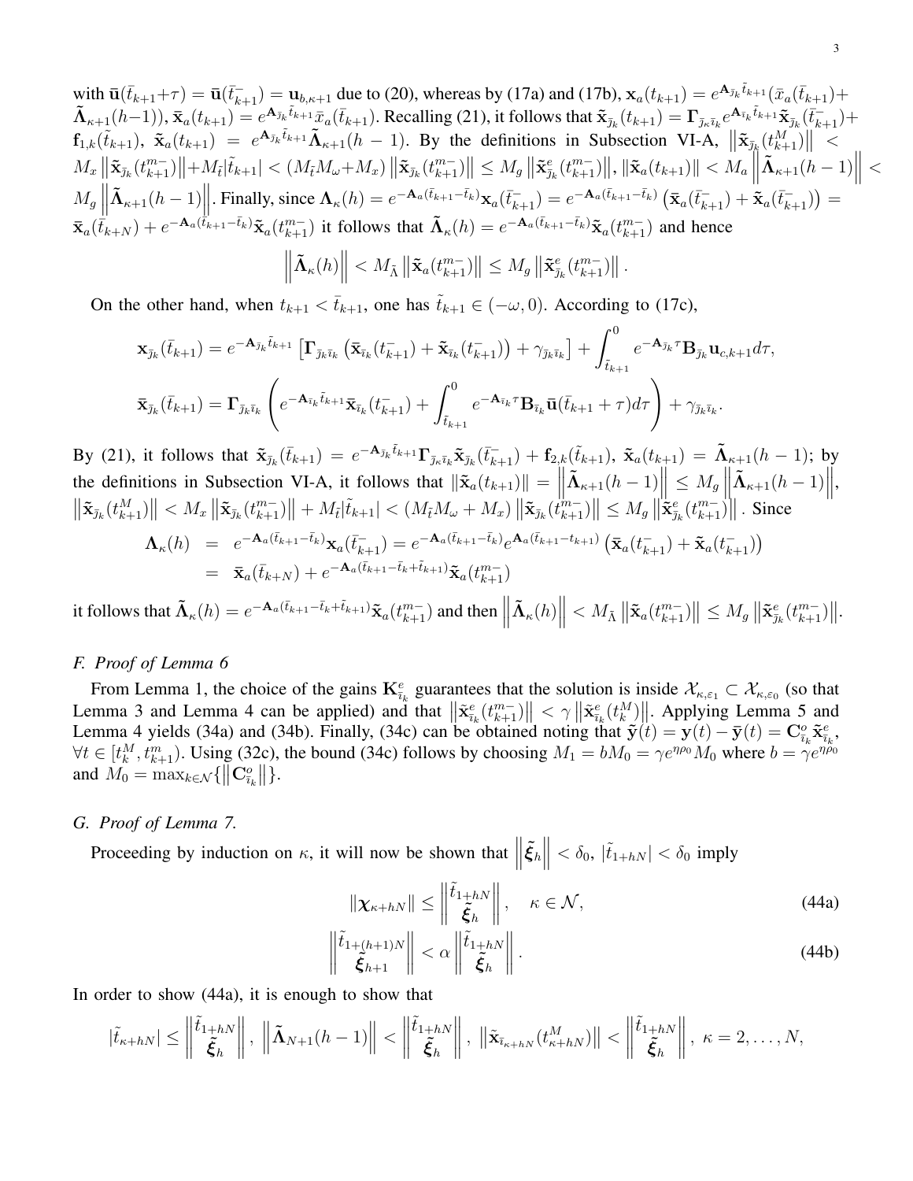with $\bar{\mathbf{u}}(\bar{t}_{k+1}+\tau) = \bar{\mathbf{u}}(\bar{t}_{k+1}^-) = \mathbf{u}_{b,\kappa+1}$ due to (20), whereas by (17a) and (17b), $\mathbf{x}_a(t_{k+1}) = e^{\mathbf{A}_{\bar{\jmath}_k}\tilde{t}_{k+1}}(\bar{x}_a(\bar{t}_{k+1})+\tilde{\mathbf{\Lambda}}_{\kappa+1}(h-1))$, $\bar{\mathbf{x}}_a(t_{k+1}) = e^{\mathbf{A}_{\bar{\jmath}_k}\tilde{t}_{k+1}}\bar{x}_a(\bar{t}_{k+1})$. Recalling (21), it follows that $\tilde{\mathbf{x}}_{\bar{\jmath}_k}(t_{k+1}) = \mathbf{\Gamma}_{\bar{\jmath}_\kappa\bar{\imath}_k}e^{\mathbf{A}_{\bar{\imath}_k}\tilde{t}_{k+1}}\tilde{\mathbf{x}}_{\bar{\jmath}_k}(\bar{t}_{k+1}^-)+\mathbf{f}_{1,k}(\tilde{t}_{k+1})$, $\tilde{\mathbf{x}}_a(t_{k+1}) = e^{\mathbf{A}_{\bar{\jmath}_k}\tilde{t}_{k+1}}\tilde{\mathbf{\Lambda}}_{\kappa+1}(h-1)$. By the definitions in Subsection VI-A, $\left\|\tilde{\mathbf{x}}_{\bar{\jmath}_k}(t_{k+1}^M)\right\| < M_x\left\|\tilde{\mathbf{x}}_{\bar{\jmath}_k}(t_{k+1}^{m-})\right\|+M_{\tilde{t}}|\tilde{t}_{k+1}| < (M_{\tilde{t}}M_\omega+M_x)\left\|\tilde{\mathbf{x}}_{\bar{\jmath}_k}(t_{k+1}^{m-})\right\| \le M_g\left\|\tilde{\mathbf{x}}^e_{\bar{\jmath}_k}(t_{k+1}^{m-})\right\|$, $\|\tilde{\mathbf{x}}_a(t_{k+1})\| < M_a\left\|\tilde{\mathbf{\Lambda}}_{\kappa+1}(h-1)\right\| < M_g\left\|\tilde{\mathbf{\Lambda}}_{\kappa+1}(h-1)\right\|$. Finally, since $\mathbf{\Lambda}_\kappa(h) = e^{-\mathbf{A}_a(\bar{t}_{k+1}-\bar{t}_k)}\mathbf{x}_a(\bar{t}_{k+1}^-) = e^{-\mathbf{A}_a(\bar{t}_{k+1}-\bar{t}_k)}\left(\bar{\mathbf{x}}_a(\bar{t}_{k+1}^-)+\tilde{\mathbf{x}}_a(\bar{t}_{k+1}^-)\right) = \bar{\mathbf{x}}_a(\bar{t}_{k+N})+e^{-\mathbf{A}_a(\bar{t}_{k+1}-\bar{t}_k)}\tilde{\mathbf{x}}_a(t_{k+1}^{m-})$ it follows that $\tilde{\mathbf{\Lambda}}_\kappa(h) = e^{-\mathbf{A}_a(\bar{t}_{k+1}-\bar{t}_k)}\tilde{\mathbf{x}}_a(t_{k+1}^{m-})$ and hence

$$\left\|\tilde{\mathbf{\Lambda}}_\kappa(h)\right\| < M_{\tilde{\Lambda}}\left\|\tilde{\mathbf{x}}_a(t_{k+1}^{m-})\right\| \le M_g\left\|\tilde{\mathbf{x}}^e_{\bar{\jmath}_k}(t_{k+1}^{m-})\right\|.$$

On the other hand, when $t_{k+1} < \bar{t}_{k+1}$, one has $\tilde{t}_{k+1}\in(-\omega,0)$. According to (17c),

$$\mathbf{x}_{\bar{\jmath}_k}(\bar{t}_{k+1}) = e^{-\mathbf{A}_{\bar{\jmath}_k}\tilde{t}_{k+1}}\left[\mathbf{\Gamma}_{\bar{\jmath}_k\bar{\imath}_k}\left(\bar{\mathbf{x}}_{\bar{\imath}_k}(t_{k+1}^-)+\tilde{\mathbf{x}}_{\bar{\imath}_k}(t_{k+1}^-)\right)+\gamma_{\bar{\jmath}_k\bar{\imath}_k}\right]+\int_{\tilde{t}_{k+1}}^0 e^{-\mathbf{A}_{\bar{\jmath}_k}\tau}\mathbf{B}_{\bar{\jmath}_k}\mathbf{u}_{c,k+1}d\tau,$$

$$\bar{\mathbf{x}}_{\bar{\jmath}_k}(\bar{t}_{k+1}) = \mathbf{\Gamma}_{\bar{\jmath}_k\bar{\imath}_k}\left(e^{-\mathbf{A}_{\bar{\imath}_k}\tilde{t}_{k+1}}\bar{\mathbf{x}}_{\bar{\imath}_k}(t_{k+1}^-)+\int_{\tilde{t}_{k+1}}^0 e^{-\mathbf{A}_{\bar{\imath}_k}\tau}\mathbf{B}_{\bar{\imath}_k}\bar{\mathbf{u}}(\bar{t}_{k+1}+\tau)d\tau\right)+\gamma_{\bar{\jmath}_k\bar{\imath}_k}.$$

By (21), it follows that $\tilde{\mathbf{x}}_{\bar{\jmath}_k}(\bar{t}_{k+1}) = e^{-\mathbf{A}_{\bar{\jmath}_k}\tilde{t}_{k+1}}\mathbf{\Gamma}_{\bar{\jmath}_\kappa\bar{\imath}_k}\tilde{\mathbf{x}}_{\bar{\jmath}_k}(\bar{t}_{k+1}^-)+\mathbf{f}_{2,k}(\tilde{t}_{k+1})$, $\tilde{\mathbf{x}}_a(t_{k+1}) = \tilde{\mathbf{\Lambda}}_{\kappa+1}(h-1)$; by the definitions in Subsection VI-A, it follows that $\|\tilde{\mathbf{x}}_a(t_{k+1})\| = \left\|\tilde{\mathbf{\Lambda}}_{\kappa+1}(h-1)\right\| \le M_g\left\|\tilde{\mathbf{\Lambda}}_{\kappa+1}(h-1)\right\|$, $\left\|\tilde{\mathbf{x}}_{\bar{\jmath}_k}(t_{k+1}^M)\right\| < M_x\left\|\tilde{\mathbf{x}}_{\bar{\jmath}_k}(t_{k+1}^{m-})\right\|+M_{\tilde{t}}|\tilde{t}_{k+1}| < (M_{\tilde{t}}M_\omega+M_x)\left\|\tilde{\mathbf{x}}_{\bar{\jmath}_k}(t_{k+1}^{m-})\right\| \le M_g\left\|\tilde{\mathbf{x}}^e_{\bar{\jmath}_k}(t_{k+1}^{m-})\right\|$. Since

$$\begin{aligned}
\mathbf{\Lambda}_\kappa(h) &= e^{-\mathbf{A}_a(\bar{t}_{k+1}-\bar{t}_k)}\mathbf{x}_a(\bar{t}_{k+1}^-) = e^{-\mathbf{A}_a(\bar{t}_{k+1}-\bar{t}_k)}e^{\mathbf{A}_a(\bar{t}_{k+1}-t_{k+1})}\left(\bar{\mathbf{x}}_a(t_{k+1}^-)+\tilde{\mathbf{x}}_a(t_{k+1}^-)\right)\\
&= \bar{\mathbf{x}}_a(\bar{t}_{k+N})+e^{-\mathbf{A}_a(\bar{t}_{k+1}-\bar{t}_k+\tilde{t}_{k+1})}\tilde{\mathbf{x}}_a(t_{k+1}^{m-})
\end{aligned}$$

it follows that $\tilde{\mathbf{\Lambda}}_\kappa(h) = e^{-\mathbf{A}_a(\bar{t}_{k+1}-\bar{t}_k+\tilde{t}_{k+1})}\tilde{\mathbf{x}}_a(t_{k+1}^{m-})$ and then $\left\|\tilde{\mathbf{\Lambda}}_\kappa(h)\right\| < M_{\tilde{\Lambda}}\left\|\tilde{\mathbf{x}}_a(t_{k+1}^{m-})\right\| \le M_g\left\|\tilde{\mathbf{x}}^e_{\bar{\jmath}_k}(t_{k+1}^{m-})\right\|$.

### F. Proof of Lemma 6

From Lemma 1, the choice of the gains $\mathbf{K}^e_{\bar{\imath}_k}$ guarantees that the solution is inside $\mathcal{X}_{\kappa,\varepsilon_1}\subset\mathcal{X}_{\kappa,\varepsilon_0}$ (so that Lemma 3 and Lemma 4 can be applied) and that $\left\|\tilde{\mathbf{x}}^e_{\bar{\imath}_k}(t_{k+1}^{m-})\right\| < \gamma\left\|\tilde{\mathbf{x}}^e_{\bar{\imath}_k}(t_k^M)\right\|$. Applying Lemma 5 and Lemma 4 yields (34a) and (34b). Finally, (34c) can be obtained noting that $\tilde{\mathbf{y}}(t) = \mathbf{y}(t)-\bar{\mathbf{y}}(t) = \mathbf{C}^o_{\bar{\imath}_k}\tilde{\mathbf{x}}^e_{\bar{\imath}_k}$, $\forall t\in[t_k^M, t_{k+1}^m)$. Using (32c), the bound (34c) follows by choosing $M_1 = bM_0 = \gamma e^{\eta\rho_0}M_0$ where $b = \gamma e^{\eta\rho_0}$ and $M_0 = \max_{k\in\mathcal{N}}\{\left\|\mathbf{C}^o_{\bar{\imath}_k}\right\|\}$.

### G. Proof of Lemma 7.

Proceeding by induction on $\kappa$, it will now be shown that $\left\|\tilde{\boldsymbol{\xi}}_h\right\| < \delta_0$, $|\tilde{t}_{1+hN}| < \delta_0$ imply

$$\|\boldsymbol{\chi}_{\kappa+hN}\| \le \left\|\begin{matrix}\tilde{t}_{1+hN}\\ \tilde{\boldsymbol{\xi}}_h\end{matrix}\right\|, \quad \kappa\in\mathcal{N}, \tag{44a}$$

$$\left\|\begin{matrix}\tilde{t}_{1+(h+1)N}\\ \tilde{\boldsymbol{\xi}}_{h+1}\end{matrix}\right\| < \alpha\left\|\begin{matrix}\tilde{t}_{1+hN}\\ \tilde{\boldsymbol{\xi}}_h\end{matrix}\right\|. \tag{44b}$$

In order to show (44a), it is enough to show that

$$|\tilde{t}_{\kappa+hN}| \le \left\|\begin{matrix}\tilde{t}_{1+hN}\\ \tilde{\boldsymbol{\xi}}_h\end{matrix}\right\|,\ \left\|\tilde{\mathbf{\Lambda}}_{N+1}(h-1)\right\| < \left\|\begin{matrix}\tilde{t}_{1+hN}\\ \tilde{\boldsymbol{\xi}}_h\end{matrix}\right\|,\ \left\|\tilde{\mathbf{x}}_{\bar{\imath}_{\kappa+hN}}(t^M_{\kappa+hN})\right\| < \left\|\begin{matrix}\tilde{t}_{1+hN}\\ \tilde{\boldsymbol{\xi}}_h\end{matrix}\right\|,\ \kappa = 2,\ldots,N,$$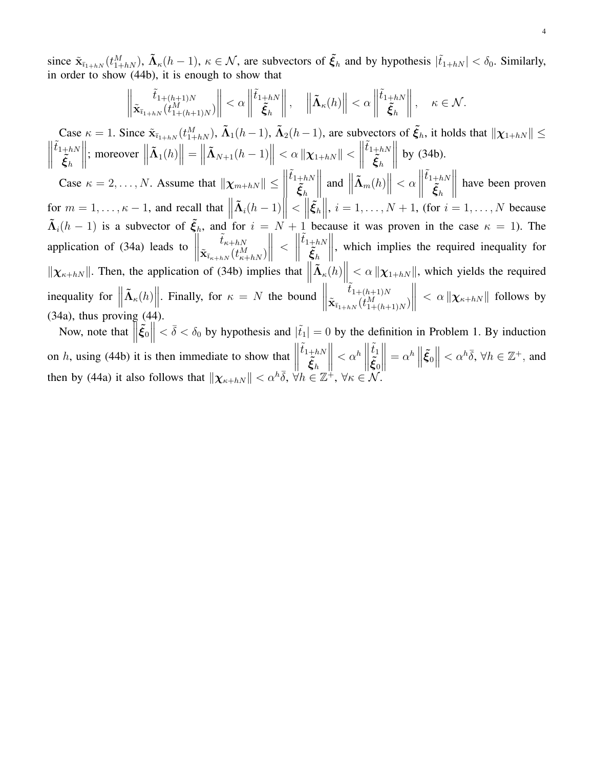since $\tilde{\mathbf{x}}_{\bar{\imath}_{1+hN}}(t^M_{1+hN})$, $\tilde{\boldsymbol{\Lambda}}_\kappa(h-1)$, $\kappa \in \mathcal{N}$, are subvectors of $\tilde{\boldsymbol{\xi}}_h$ and by hypothesis $|\tilde{t}_{1+hN}| < \delta_0$. Similarly, in order to show (44b), it is enough to show that

$$\left\| \begin{matrix} \tilde{t}_{1+(h+1)N} \\ \tilde{\mathbf{x}}_{\bar{\imath}_{1+hN}}(t^M_{1+(h+1)N}) \end{matrix} \right\| < \alpha \left\| \begin{matrix} \tilde{t}_{1+hN} \\ \tilde{\boldsymbol{\xi}}_h \end{matrix} \right\|, \quad \left\| \tilde{\boldsymbol{\Lambda}}_\kappa(h) \right\| < \alpha \left\| \begin{matrix} \tilde{t}_{1+hN} \\ \tilde{\boldsymbol{\xi}}_h \end{matrix} \right\|, \quad \kappa \in \mathcal{N}.$$

Case $\kappa = 1$. Since $\tilde{\mathbf{x}}_{\bar{\imath}_{1+hN}}(t^M_{1+hN})$, $\tilde{\boldsymbol{\Lambda}}_1(h-1)$, $\tilde{\boldsymbol{\Lambda}}_2(h-1)$, are subvectors of $\tilde{\boldsymbol{\xi}}_h$, it holds that $\|\boldsymbol{\chi}_{1+hN}\| \leq \left\| \begin{matrix} \tilde{t}_{1+hN} \\ \tilde{\boldsymbol{\xi}}_h \end{matrix} \right\|$; moreover $\left\| \tilde{\boldsymbol{\Lambda}}_1(h) \right\| = \left\| \tilde{\boldsymbol{\Lambda}}_{N+1}(h-1) \right\| < \alpha \|\boldsymbol{\chi}_{1+hN}\| < \left\| \begin{matrix} \tilde{t}_{1+hN} \\ \tilde{\boldsymbol{\xi}}_h \end{matrix} \right\|$ by (34b).

Case $\kappa = 2, \ldots, N$. Assume that $\|\boldsymbol{\chi}_{m+hN}\| \leq \left\| \begin{matrix} \tilde{t}_{1+hN} \\ \tilde{\boldsymbol{\xi}}_h \end{matrix} \right\|$ and $\left\| \tilde{\boldsymbol{\Lambda}}_m(h) \right\| < \alpha \left\| \begin{matrix} \tilde{t}_{1+hN} \\ \tilde{\boldsymbol{\xi}}_h \end{matrix} \right\|$ have been proven for $m = 1, \ldots, \kappa - 1$, and recall that $\left\| \tilde{\boldsymbol{\Lambda}}_i(h-1) \right\| < \left\| \tilde{\boldsymbol{\xi}}_h \right\|$, $i = 1, \ldots, N+1$, (for $i = 1, \ldots, N$ because $\tilde{\boldsymbol{\Lambda}}_i(h-1)$ is a subvector of $\tilde{\boldsymbol{\xi}}_h$, and for $i = N+1$ because it was proven in the case $\kappa = 1$). The application of (34a) leads to $\left\| \begin{matrix} \tilde{t}_{\kappa+hN} \\ \tilde{\mathbf{x}}_{\bar{\imath}_{\kappa+hN}}(t^M_{\kappa+hN}) \end{matrix} \right\| < \left\| \begin{matrix} \tilde{t}_{1+hN} \\ \tilde{\boldsymbol{\xi}}_h \end{matrix} \right\|$, which implies the required inequality for $\|\boldsymbol{\chi}_{\kappa+hN}\|$. Then, the application of (34b) implies that $\left\| \tilde{\boldsymbol{\Lambda}}_\kappa(h) \right\| < \alpha \|\boldsymbol{\chi}_{1+hN}\|$, which yields the required inequality for $\left\| \tilde{\boldsymbol{\Lambda}}_\kappa(h) \right\|$. Finally, for $\kappa = N$ the bound $\left\| \begin{matrix} \tilde{t}_{1+(h+1)N} \\ \tilde{\mathbf{x}}_{\bar{\imath}_{1+hN}}(t^M_{1+(h+1)N}) \end{matrix} \right\| < \alpha \|\boldsymbol{\chi}_{\kappa+hN}\|$ follows by (34a), thus proving (44).

Now, note that $\left\| \tilde{\boldsymbol{\xi}}_0 \right\| < \bar{\delta} < \delta_0$ by hypothesis and $|\tilde{t}_1| = 0$ by the definition in Problem 1. By induction on $h$, using (44b) it is then immediate to show that $\left\| \begin{matrix} \tilde{t}_{1+hN} \\ \tilde{\boldsymbol{\xi}}_h \end{matrix} \right\| < \alpha^h \left\| \begin{matrix} \tilde{t}_1 \\ \tilde{\boldsymbol{\xi}}_0 \end{matrix} \right\| = \alpha^h \left\| \tilde{\boldsymbol{\xi}}_0 \right\| < \alpha^h \bar{\delta}$, $\forall h \in \mathbb{Z}^+$, and then by (44a) it also follows that $\|\boldsymbol{\chi}_{\kappa+hN}\| < \alpha^h \bar{\delta}$, $\forall h \in \mathbb{Z}^+$, $\forall \kappa \in \mathcal{N}$.